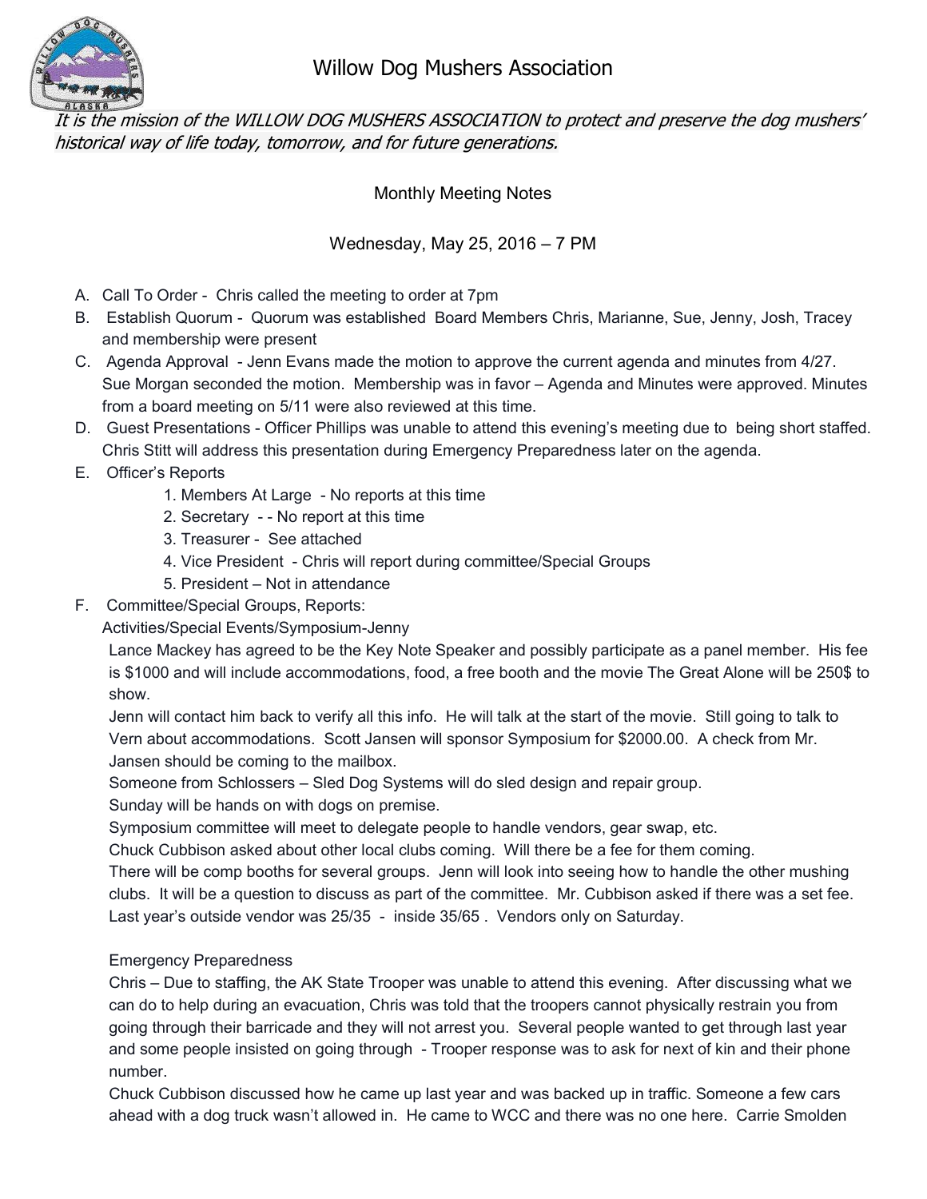# Willow Dog Mushers Association

*It is the mission of the WILLOW DOG MUSHERS ASSOCIATION to protect and preserve the dog mushers' historical way of life today, tomorrow, and for future generations.*

Monthly Meeting Notes

Wednesday, May 25, 2016 – 7 PM

A. Call To Order - Chris called the meeting to order at 7pm
B. Establish Quorum - Quorum was established Board Members Chris, Marianne, Sue, Jenny, Josh, Tracey and membership were present
C. Agenda Approval - Jenn Evans made the motion to approve the current agenda and minutes from 4/27. Sue Morgan seconded the motion. Membership was in favor – Agenda and Minutes were approved. Minutes from a board meeting on 5/11 were also reviewed at this time.
D. Guest Presentations - Officer Phillips was unable to attend this evening's meeting due to being short staffed. Chris Stitt will address this presentation during Emergency Preparedness later on the agenda.
E. Officer's Reports
   1. Members At Large - No reports at this time
   2. Secretary - - No report at this time
   3. Treasurer - See attached
   4. Vice President - Chris will report during committee/Special Groups
   5. President – Not in attendance
F. Committee/Special Groups, Reports:

Activities/Special Events/Symposium-Jenny

Lance Mackey has agreed to be the Key Note Speaker and possibly participate as a panel member. His fee is $1000 and will include accommodations, food, a free booth and the movie The Great Alone will be 250$ to show.

Jenn will contact him back to verify all this info. He will talk at the start of the movie. Still going to talk to Vern about accommodations. Scott Jansen will sponsor Symposium for $2000.00. A check from Mr. Jansen should be coming to the mailbox.

Someone from Schlossers – Sled Dog Systems will do sled design and repair group.

Sunday will be hands on with dogs on premise.

Symposium committee will meet to delegate people to handle vendors, gear swap, etc.

Chuck Cubbison asked about other local clubs coming. Will there be a fee for them coming.

There will be comp booths for several groups. Jenn will look into seeing how to handle the other mushing clubs. It will be a question to discuss as part of the committee. Mr. Cubbison asked if there was a set fee. Last year's outside vendor was 25/35 - inside 35/65 . Vendors only on Saturday.

Emergency Preparedness

Chris – Due to staffing, the AK State Trooper was unable to attend this evening. After discussing what we can do to help during an evacuation, Chris was told that the troopers cannot physically restrain you from going through their barricade and they will not arrest you. Several people wanted to get through last year and some people insisted on going through - Trooper response was to ask for next of kin and their phone number.

Chuck Cubbison discussed how he came up last year and was backed up in traffic. Someone a few cars ahead with a dog truck wasn't allowed in. He came to WCC and there was no one here. Carrie Smolden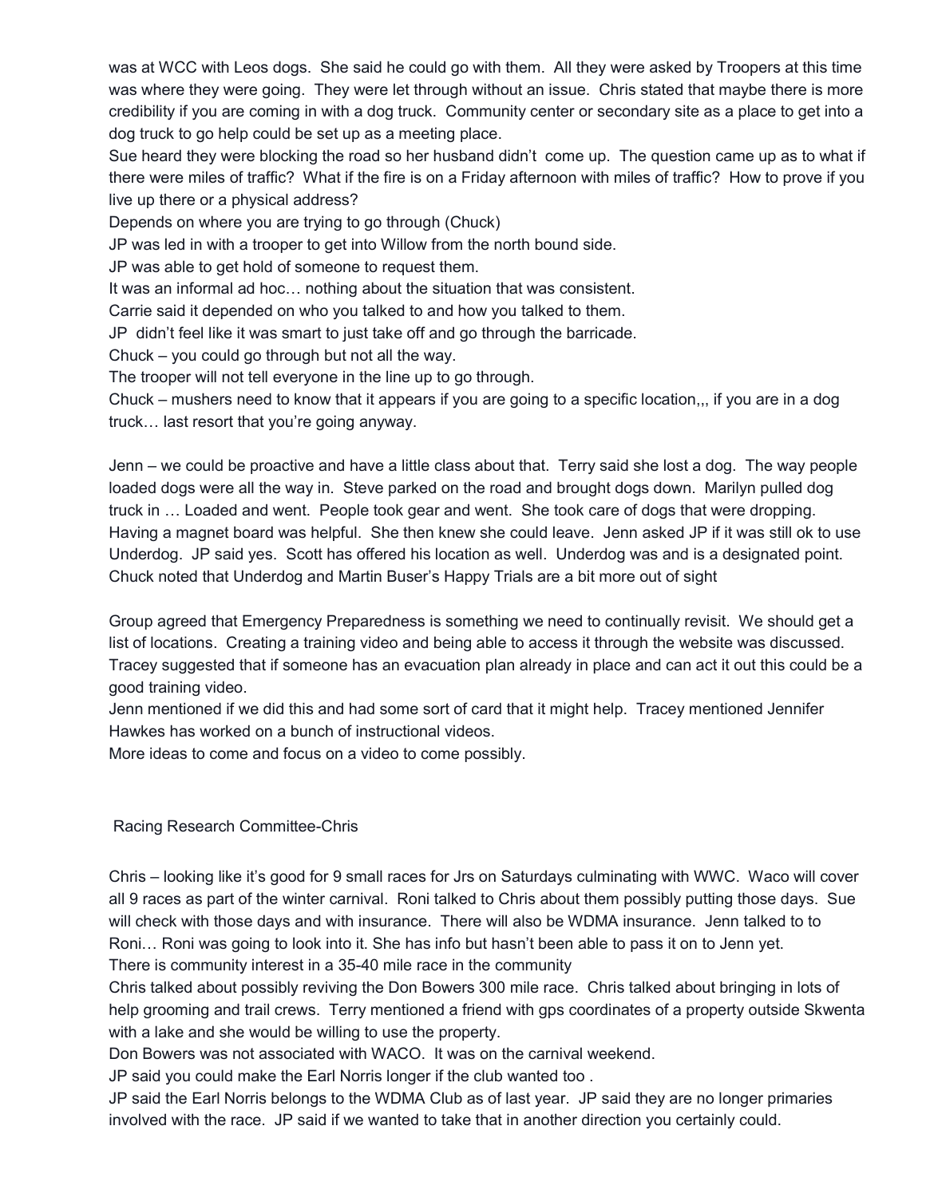was at WCC with Leos dogs. She said he could go with them. All they were asked by Troopers at this time was where they were going. They were let through without an issue. Chris stated that maybe there is more credibility if you are coming in with a dog truck. Community center or secondary site as a place to get into a dog truck to go help could be set up as a meeting place.

Sue heard they were blocking the road so her husband didn't come up. The question came up as to what if there were miles of traffic? What if the fire is on a Friday afternoon with miles of traffic? How to prove if you live up there or a physical address?

Depends on where you are trying to go through (Chuck)

JP was led in with a trooper to get into Willow from the north bound side.

JP was able to get hold of someone to request them.

It was an informal ad hoc… nothing about the situation that was consistent.

Carrie said it depended on who you talked to and how you talked to them.

JP didn't feel like it was smart to just take off and go through the barricade.

Chuck – you could go through but not all the way.

The trooper will not tell everyone in the line up to go through.

Chuck – mushers need to know that it appears if you are going to a specific location,,, if you are in a dog truck… last resort that you're going anyway.

Jenn – we could be proactive and have a little class about that. Terry said she lost a dog. The way people loaded dogs were all the way in. Steve parked on the road and brought dogs down. Marilyn pulled dog truck in … Loaded and went. People took gear and went. She took care of dogs that were dropping. Having a magnet board was helpful. She then knew she could leave. Jenn asked JP if it was still ok to use Underdog. JP said yes. Scott has offered his location as well. Underdog was and is a designated point. Chuck noted that Underdog and Martin Buser's Happy Trials are a bit more out of sight

Group agreed that Emergency Preparedness is something we need to continually revisit. We should get a list of locations. Creating a training video and being able to access it through the website was discussed. Tracey suggested that if someone has an evacuation plan already in place and can act it out this could be a good training video.

Jenn mentioned if we did this and had some sort of card that it might help. Tracey mentioned Jennifer Hawkes has worked on a bunch of instructional videos.

More ideas to come and focus on a video to come possibly.

Racing Research Committee-Chris

Chris – looking like it's good for 9 small races for Jrs on Saturdays culminating with WWC. Waco will cover all 9 races as part of the winter carnival. Roni talked to Chris about them possibly putting those days. Sue will check with those days and with insurance. There will also be WDMA insurance. Jenn talked to to Roni… Roni was going to look into it. She has info but hasn't been able to pass it on to Jenn yet.

There is community interest in a 35-40 mile race in the community

Chris talked about possibly reviving the Don Bowers 300 mile race. Chris talked about bringing in lots of help grooming and trail crews. Terry mentioned a friend with gps coordinates of a property outside Skwenta with a lake and she would be willing to use the property.

Don Bowers was not associated with WACO. It was on the carnival weekend.

JP said you could make the Earl Norris longer if the club wanted too .

JP said the Earl Norris belongs to the WDMA Club as of last year. JP said they are no longer primaries involved with the race. JP said if we wanted to take that in another direction you certainly could.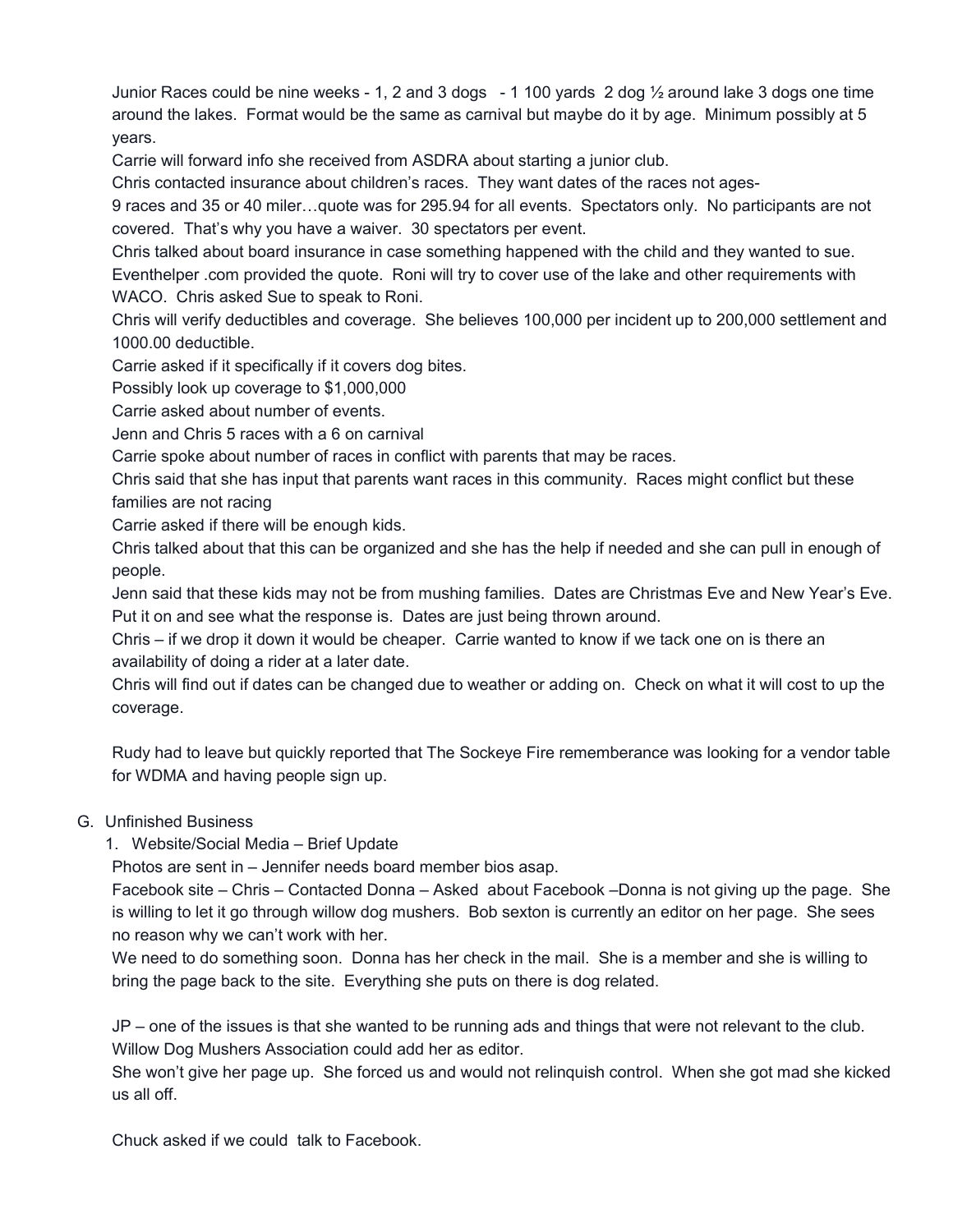Junior Races could be nine weeks - 1, 2 and 3 dogs - 1 100 yards 2 dog ½ around lake 3 dogs one time around the lakes. Format would be the same as carnival but maybe do it by age. Minimum possibly at 5 years.

Carrie will forward info she received from ASDRA about starting a junior club.

Chris contacted insurance about children's races. They want dates of the races not ages-

9 races and 35 or 40 miler…quote was for 295.94 for all events. Spectators only. No participants are not covered. That's why you have a waiver. 30 spectators per event.

Chris talked about board insurance in case something happened with the child and they wanted to sue. Eventhelper .com provided the quote. Roni will try to cover use of the lake and other requirements with WACO. Chris asked Sue to speak to Roni.

Chris will verify deductibles and coverage. She believes 100,000 per incident up to 200,000 settlement and 1000.00 deductible.

Carrie asked if it specifically if it covers dog bites.

Possibly look up coverage to $1,000,000

Carrie asked about number of events.

Jenn and Chris 5 races with a 6 on carnival

Carrie spoke about number of races in conflict with parents that may be races.

Chris said that she has input that parents want races in this community. Races might conflict but these families are not racing

Carrie asked if there will be enough kids.

Chris talked about that this can be organized and she has the help if needed and she can pull in enough of people.

Jenn said that these kids may not be from mushing families. Dates are Christmas Eve and New Year's Eve. Put it on and see what the response is. Dates are just being thrown around.

Chris – if we drop it down it would be cheaper. Carrie wanted to know if we tack one on is there an availability of doing a rider at a later date.

Chris will find out if dates can be changed due to weather or adding on. Check on what it will cost to up the coverage.

Rudy had to leave but quickly reported that The Sockeye Fire rememberance was looking for a vendor table for WDMA and having people sign up.

G. Unfinished Business

1. Website/Social Media – Brief Update

Photos are sent in – Jennifer needs board member bios asap.

Facebook site – Chris – Contacted Donna – Asked about Facebook –Donna is not giving up the page. She is willing to let it go through willow dog mushers. Bob sexton is currently an editor on her page. She sees no reason why we can't work with her.

We need to do something soon. Donna has her check in the mail. She is a member and she is willing to bring the page back to the site. Everything she puts on there is dog related.

JP – one of the issues is that she wanted to be running ads and things that were not relevant to the club. Willow Dog Mushers Association could add her as editor.

She won't give her page up. She forced us and would not relinquish control. When she got mad she kicked us all off.

Chuck asked if we could talk to Facebook.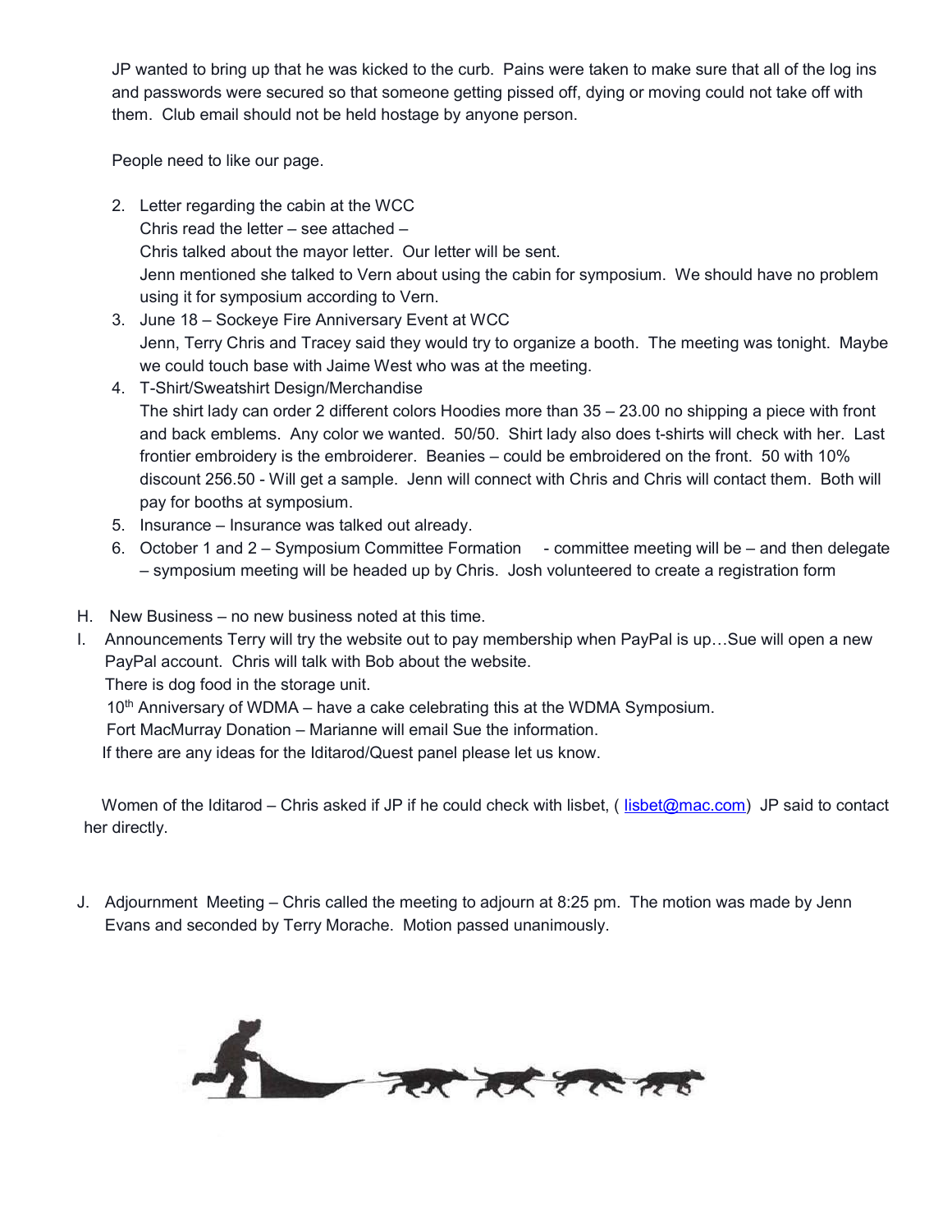JP wanted to bring up that he was kicked to the curb. Pains were taken to make sure that all of the log ins and passwords were secured so that someone getting pissed off, dying or moving could not take off with them. Club email should not be held hostage by anyone person.

People need to like our page.

2. Letter regarding the cabin at the WCC
   Chris read the letter – see attached –
   Chris talked about the mayor letter. Our letter will be sent.
   Jenn mentioned she talked to Vern about using the cabin for symposium. We should have no problem using it for symposium according to Vern.
3. June 18 – Sockeye Fire Anniversary Event at WCC
   Jenn, Terry Chris and Tracey said they would try to organize a booth. The meeting was tonight. Maybe we could touch base with Jaime West who was at the meeting.
4. T-Shirt/Sweatshirt Design/Merchandise
   The shirt lady can order 2 different colors Hoodies more than 35 – 23.00 no shipping a piece with front and back emblems. Any color we wanted. 50/50. Shirt lady also does t-shirts will check with her. Last frontier embroidery is the embroiderer. Beanies – could be embroidered on the front. 50 with 10% discount 256.50 - Will get a sample. Jenn will connect with Chris and Chris will contact them. Both will pay for booths at symposium.
5. Insurance – Insurance was talked out already.
6. October 1 and 2 – Symposium Committee Formation - committee meeting will be – and then delegate – symposium meeting will be headed up by Chris. Josh volunteered to create a registration form

H. New Business – no new business noted at this time.

I. Announcements Terry will try the website out to pay membership when PayPal is up…Sue will open a new PayPal account. Chris will talk with Bob about the website.
   There is dog food in the storage unit.
   10th Anniversary of WDMA – have a cake celebrating this at the WDMA Symposium.
   Fort MacMurray Donation – Marianne will email Sue the information.
   If there are any ideas for the Iditarod/Quest panel please let us know.

Women of the Iditarod – Chris asked if JP if he could check with lisbet, ( lisbet@mac.com) JP said to contact her directly.

J. Adjournment Meeting – Chris called the meeting to adjourn at 8:25 pm. The motion was made by Jenn Evans and seconded by Terry Morache. Motion passed unanimously.